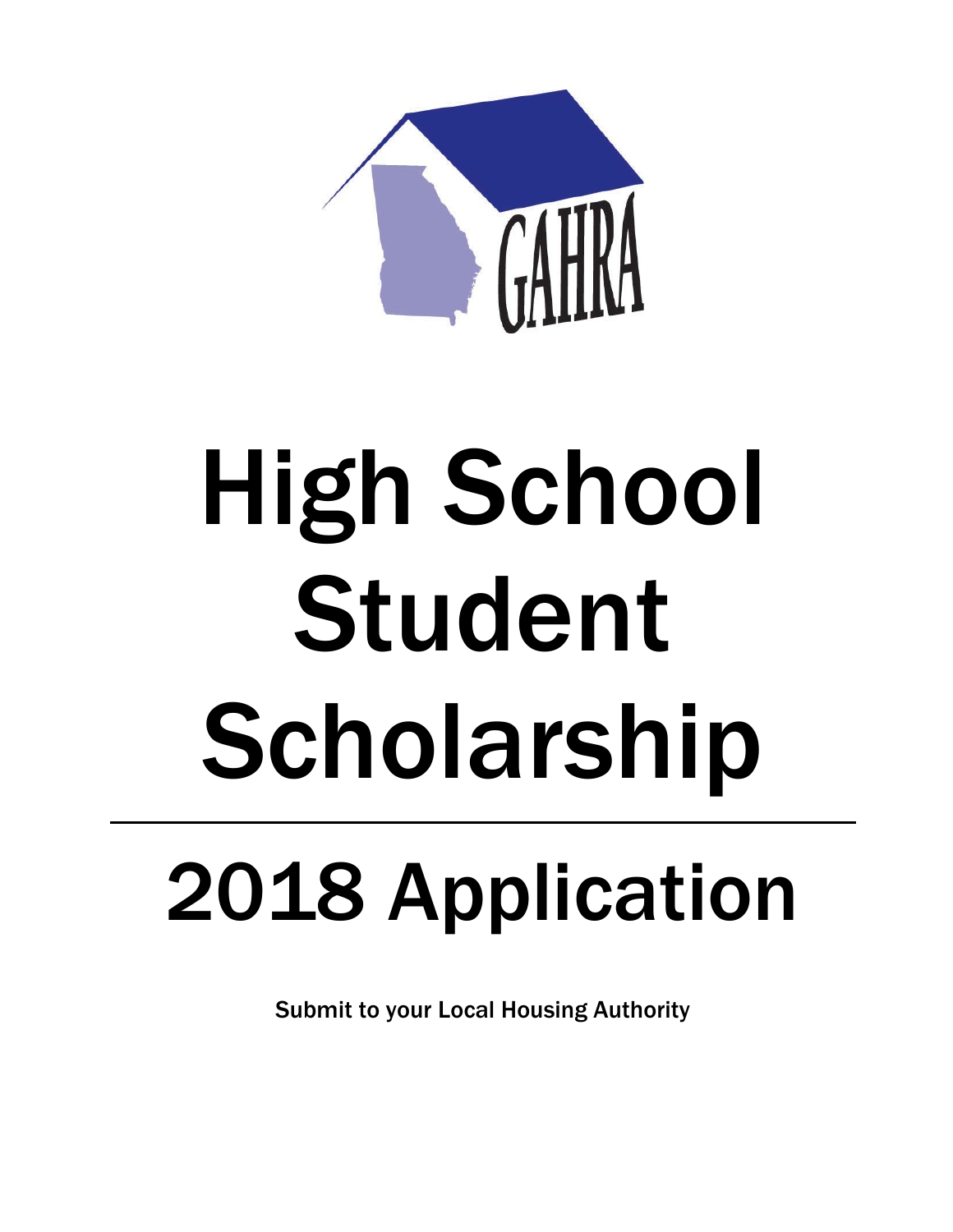GAHRA

# High School Student Scholarship

---

# 2018 Application

**Submit to your Local Housing Authority**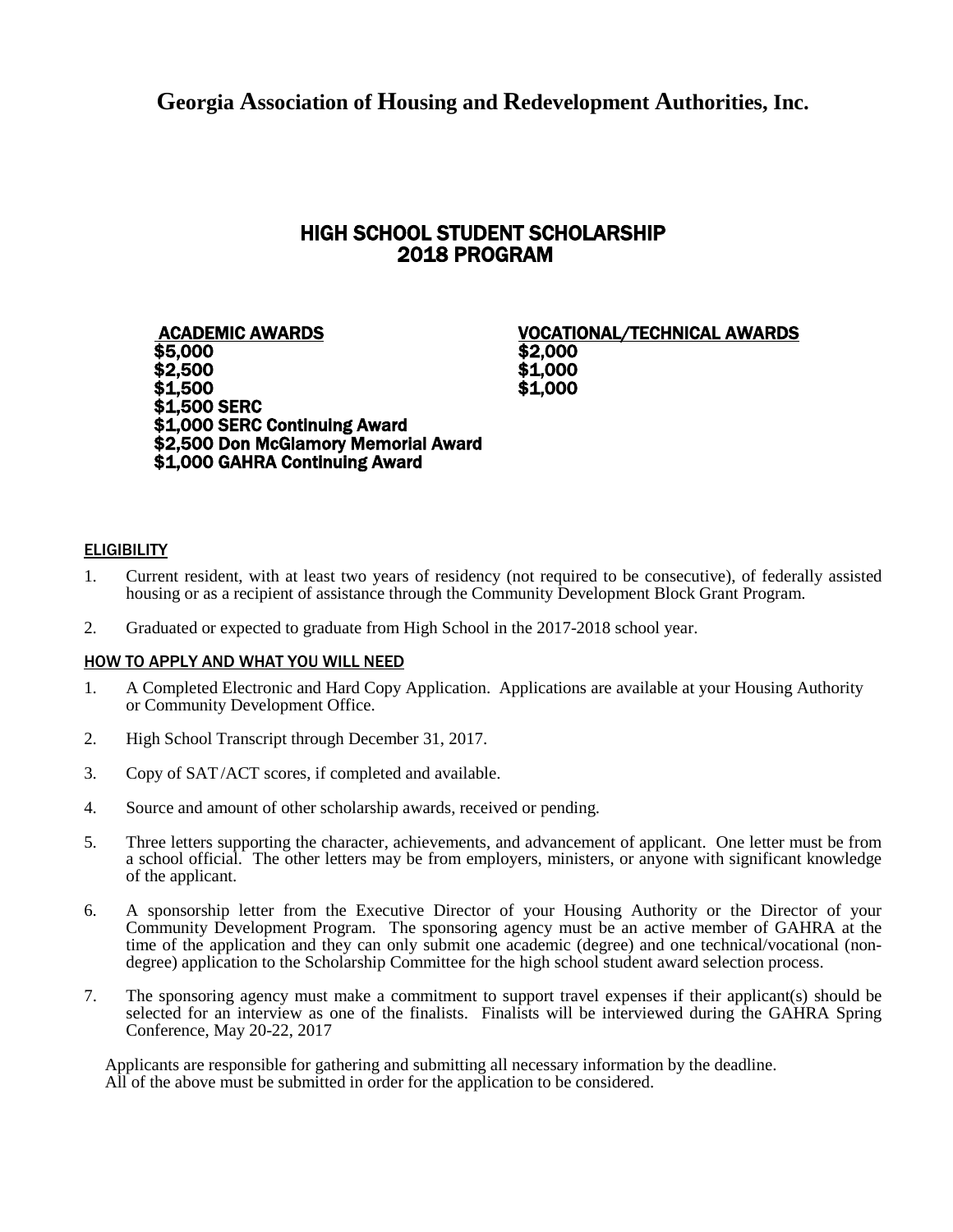# Georgia Association of Housing and Redevelopment Authorities, Inc.

## HIGH SCHOOL STUDENT SCHOLARSHIP
## 2018 PROGRAM

**ACADEMIC AWARDS**

**$5,000**
**$2,500**
**$1,500**
**$1,500 SERC**
**$1,000 SERC Continuing Award**
**$2,500 Don McGlamory Memorial Award**
**$1,000 GAHRA Continuing Award**

**VOCATIONAL/TECHNICAL AWARDS**

**$2,000**
**$1,000**
**$1,000**

### ELIGIBILITY

1. Current resident, with at least two years of residency (not required to be consecutive), of federally assisted housing or as a recipient of assistance through the Community Development Block Grant Program.
2. Graduated or expected to graduate from High School in the 2017-2018 school year.

### HOW TO APPLY AND WHAT YOU WILL NEED

1. A Completed Electronic and Hard Copy Application. Applications are available at your Housing Authority or Community Development Office.
2. High School Transcript through December 31, 2017.
3. Copy of SAT /ACT scores, if completed and available.
4. Source and amount of other scholarship awards, received or pending.
5. Three letters supporting the character, achievements, and advancement of applicant. One letter must be from a school official. The other letters may be from employers, ministers, or anyone with significant knowledge of the applicant.
6. A sponsorship letter from the Executive Director of your Housing Authority or the Director of your Community Development Program. The sponsoring agency must be an active member of GAHRA at the time of the application and they can only submit one academic (degree) and one technical/vocational (non-degree) application to the Scholarship Committee for the high school student award selection process.
7. The sponsoring agency must make a commitment to support travel expenses if their applicant(s) should be selected for an interview as one of the finalists. Finalists will be interviewed during the GAHRA Spring Conference, May 20-22, 2017

Applicants are responsible for gathering and submitting all necessary information by the deadline.
All of the above must be submitted in order for the application to be considered.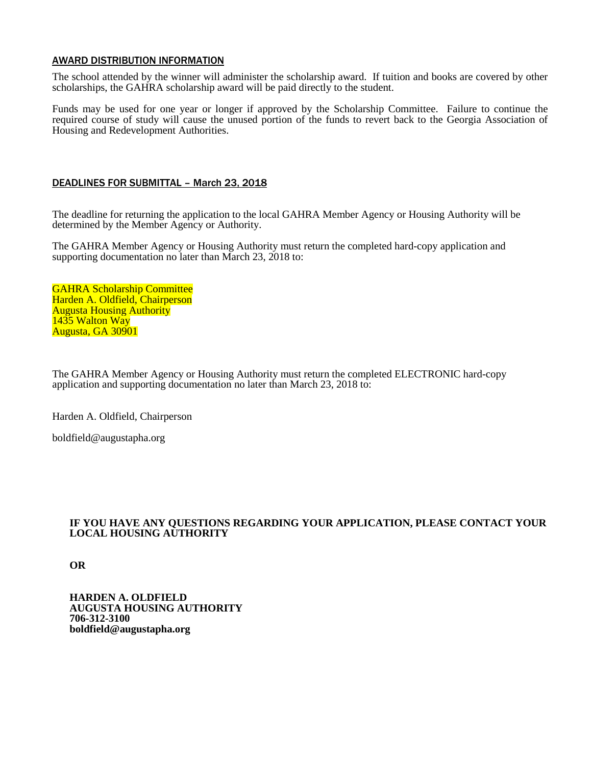## AWARD DISTRIBUTION INFORMATION

The school attended by the winner will administer the scholarship award. If tuition and books are covered by other scholarships, the GAHRA scholarship award will be paid directly to the student.

Funds may be used for one year or longer if approved by the Scholarship Committee. Failure to continue the required course of study will cause the unused portion of the funds to revert back to the Georgia Association of Housing and Redevelopment Authorities.

## DEADLINES FOR SUBMITTAL – March 23, 2018

The deadline for returning the application to the local GAHRA Member Agency or Housing Authority will be determined by the Member Agency or Authority.

The GAHRA Member Agency or Housing Authority must return the completed hard-copy application and supporting documentation no later than March 23, 2018 to:

GAHRA Scholarship Committee
Harden A. Oldfield, Chairperson
Augusta Housing Authority
1435 Walton Way
Augusta, GA 30901

The GAHRA Member Agency or Housing Authority must return the completed ELECTRONIC hard-copy application and supporting documentation no later than March 23, 2018 to:

Harden A. Oldfield, Chairperson

boldfield@augustapha.org

**IF YOU HAVE ANY QUESTIONS REGARDING YOUR APPLICATION, PLEASE CONTACT YOUR LOCAL HOUSING AUTHORITY**

**OR**

**HARDEN A. OLDFIELD**
**AUGUSTA HOUSING AUTHORITY**
**706-312-3100**
**boldfield@augustapha.org**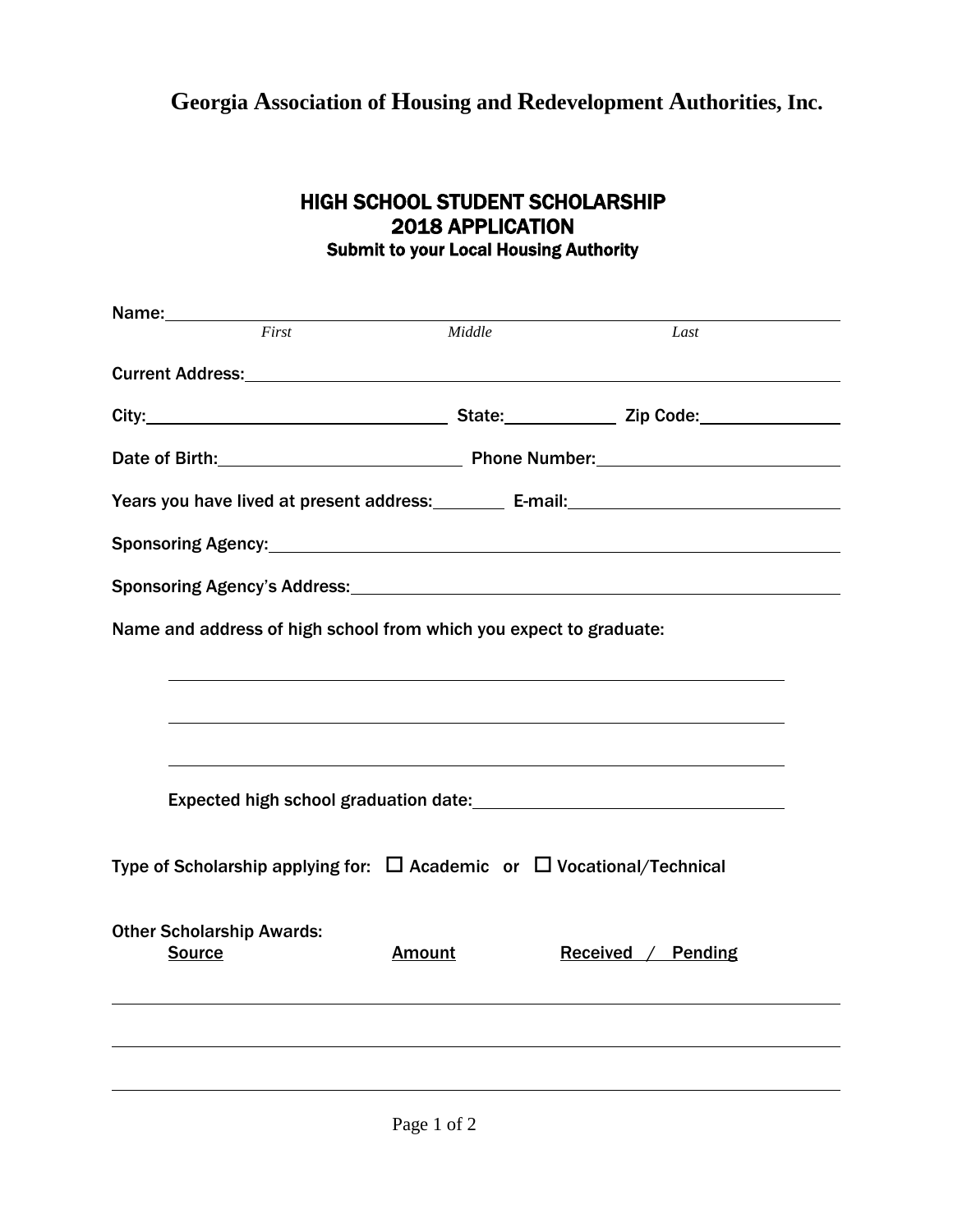# Georgia Association of Housing and Redevelopment Authorities, Inc.

## HIGH SCHOOL STUDENT SCHOLARSHIP
## 2018 APPLICATION

**Submit to your Local Housing Authority**

Name: ______________________________________________________________
*First* *Middle* *Last*

Current Address: ______________________________________________________

City: ______________________ State: __________ Zip Code: ______________

Date of Birth: ____________________ Phone Number: ____________________

Years you have lived at present address: ________ E-mail: ____________________

Sponsoring Agency: ____________________________________________________

Sponsoring Agency's Address: ____________________________________________

Name and address of high school from which you expect to graduate:

______________________________________________________

______________________________________________________

______________________________________________________

Expected high school graduation date: ____________________________

Type of Scholarship applying for: ☐ Academic or ☐ Vocational/Technical

Other Scholarship Awards:

| Source | Amount | Received / Pending |
|---|---|---|
| | | |
| | | |
| | | |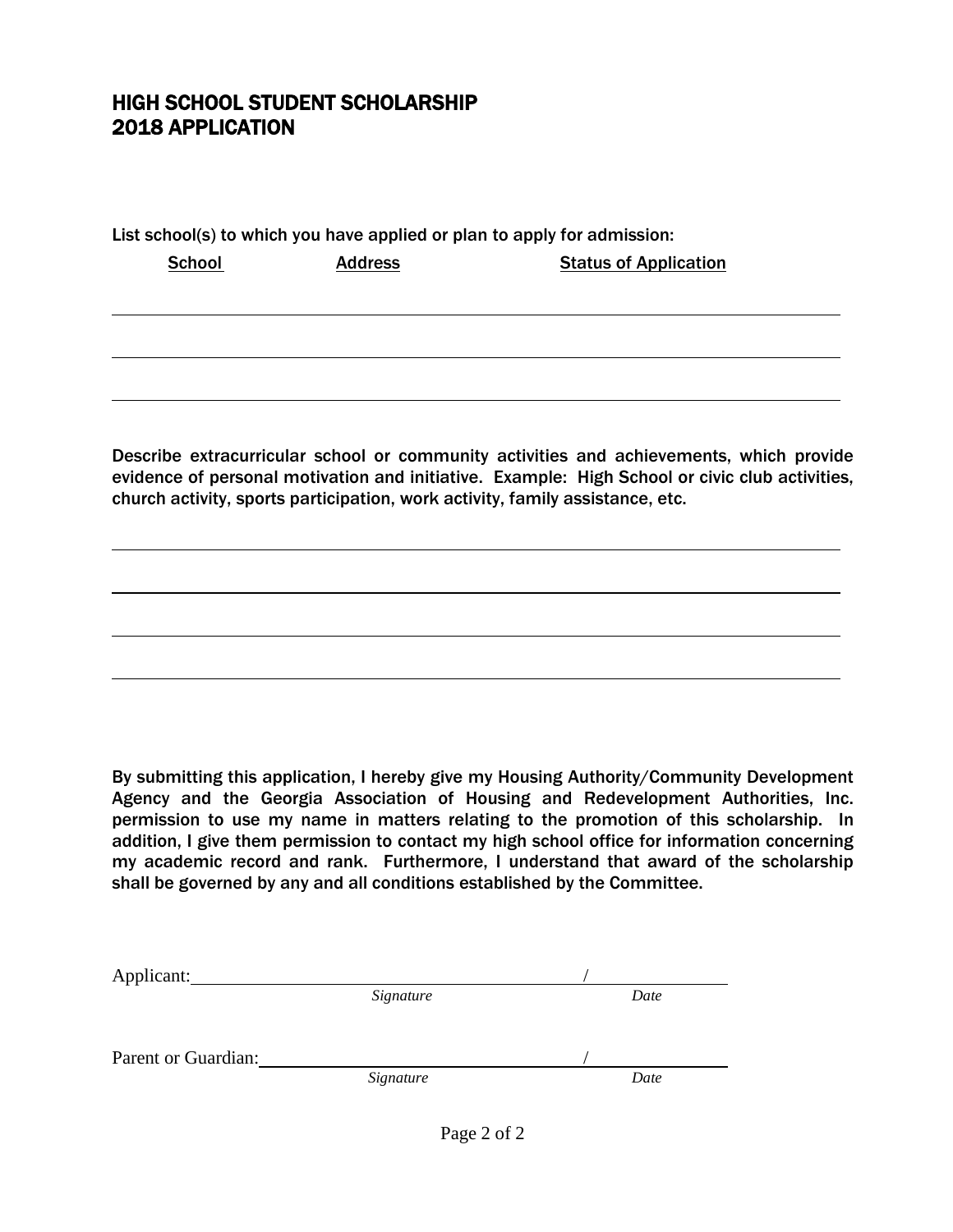# HIGH SCHOOL STUDENT SCHOLARSHIP
# 2018 APPLICATION

List school(s) to which you have applied or plan to apply for admission:

| School | Address | Status of Application |
|---|---|---|
| | | |
| | | |
| | | |

Describe extracurricular school or community activities and achievements, which provide evidence of personal motivation and initiative. Example: High School or civic club activities, church activity, sports participation, work activity, family assistance, etc.

\_\_\_\_\_\_\_\_\_\_\_\_\_\_\_\_\_\_\_\_\_\_\_\_\_\_\_\_\_\_\_\_\_\_\_\_\_\_\_\_\_\_\_\_\_\_\_\_\_\_\_\_\_\_\_\_\_\_\_\_

\_\_\_\_\_\_\_\_\_\_\_\_\_\_\_\_\_\_\_\_\_\_\_\_\_\_\_\_\_\_\_\_\_\_\_\_\_\_\_\_\_\_\_\_\_\_\_\_\_\_\_\_\_\_\_\_\_\_\_\_

\_\_\_\_\_\_\_\_\_\_\_\_\_\_\_\_\_\_\_\_\_\_\_\_\_\_\_\_\_\_\_\_\_\_\_\_\_\_\_\_\_\_\_\_\_\_\_\_\_\_\_\_\_\_\_\_\_\_\_\_

\_\_\_\_\_\_\_\_\_\_\_\_\_\_\_\_\_\_\_\_\_\_\_\_\_\_\_\_\_\_\_\_\_\_\_\_\_\_\_\_\_\_\_\_\_\_\_\_\_\_\_\_\_\_\_\_\_\_\_\_

By submitting this application, I hereby give my Housing Authority/Community Development Agency and the Georgia Association of Housing and Redevelopment Authorities, Inc. permission to use my name in matters relating to the promotion of this scholarship. In addition, I give them permission to contact my high school office for information concerning my academic record and rank. Furthermore, I understand that award of the scholarship shall be governed by any and all conditions established by the Committee.

Applicant: \_\_\_\_\_\_\_\_\_\_\_\_\_\_\_\_\_\_\_\_\_\_\_\_\_\_\_\_\_\_ / \_\_\_\_\_\_\_\_\_\_\_\_
*Signature* *Date*

Parent or Guardian: \_\_\_\_\_\_\_\_\_\_\_\_\_\_\_\_\_\_\_\_\_\_\_\_\_\_\_\_\_\_ / \_\_\_\_\_\_\_\_\_\_\_\_
*Signature* *Date*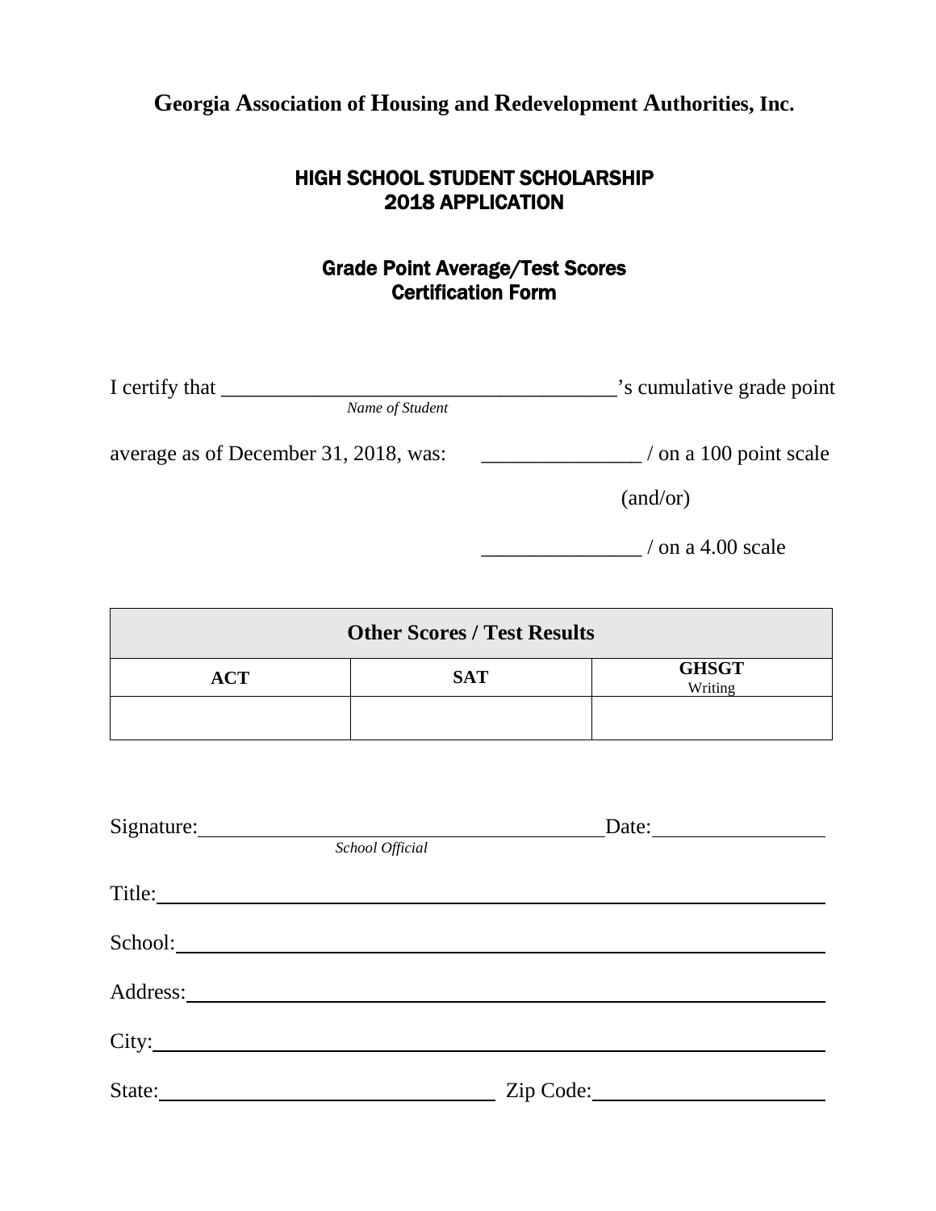**Georgia Association of Housing and Redevelopment Authorities, Inc.**

## HIGH SCHOOL STUDENT SCHOLARSHIP
## 2018 APPLICATION

### Grade Point Average/Test Scores
### Certification Form

I certify that ____________________________________’s cumulative grade point
*Name of Student*

average as of December 31, 2018, was: _______________ / on a 100 point scale

(and/or)

_______________ / on a 4.00 scale

| Other Scores / Test Results | | |
|---|---|---|
| **ACT** | **SAT** | **GHSGT** Writing |
| | | |

Signature:_____________________________________Date:________________
*School Official*

Title:_____________________________________________________________

School:___________________________________________________________

Address:__________________________________________________________

City:_____________________________________________________________

State:_______________________________ Zip Code:____________________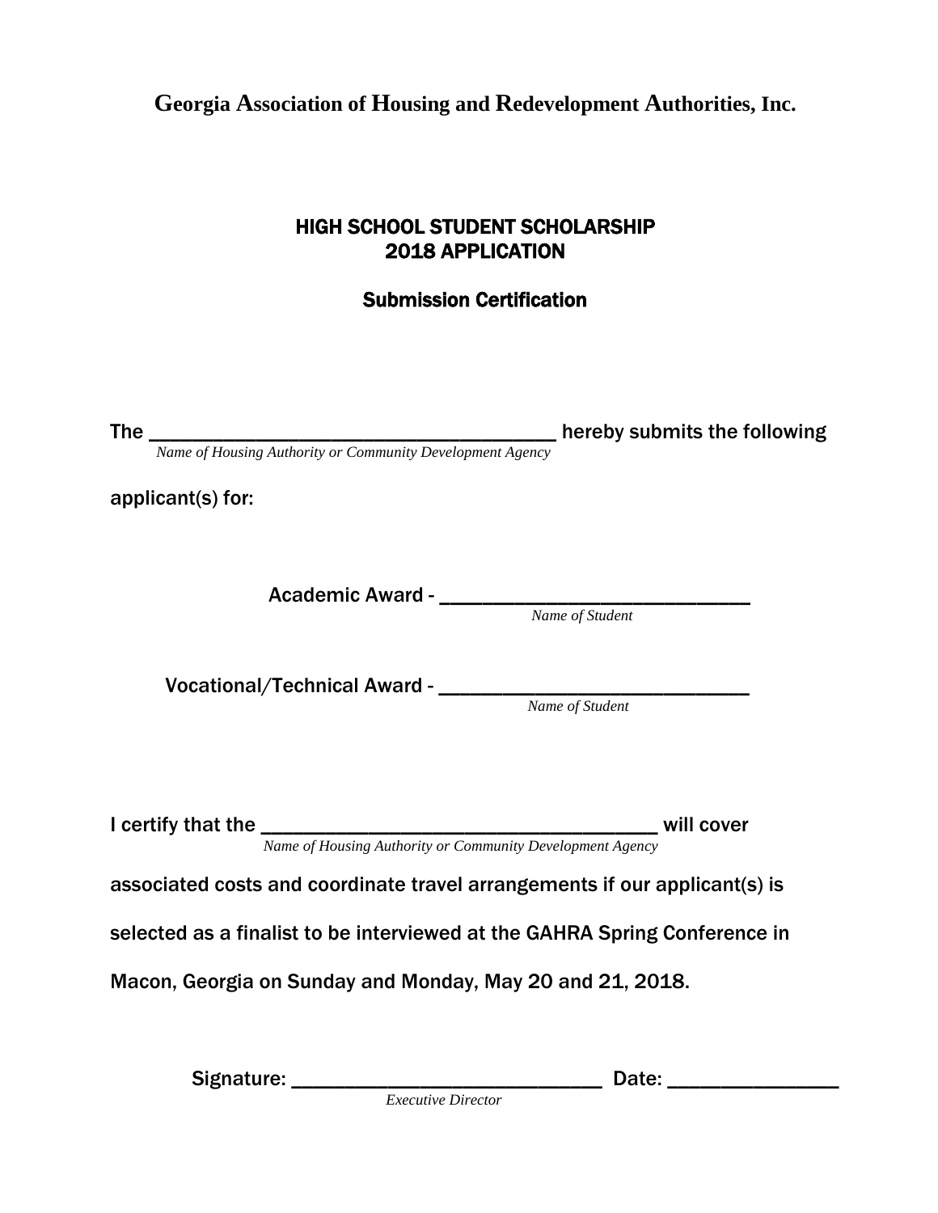**Georgia Association of Housing and Redevelopment Authorities, Inc.**

# HIGH SCHOOL STUDENT SCHOLARSHIP
# 2018 APPLICATION

## Submission Certification

The ______________________________________ hereby submits the following
*Name of Housing Authority or Community Development Agency*

applicant(s) for:

Academic Award - ______________________________
*Name of Student*

Vocational/Technical Award - ______________________________
*Name of Student*

I certify that the ______________________________________ will cover
*Name of Housing Authority or Community Development Agency*

associated costs and coordinate travel arrangements if our applicant(s) is selected as a finalist to be interviewed at the GAHRA Spring Conference in Macon, Georgia on Sunday and Monday, May 20 and 21, 2018.

Signature: ______________________________ Date: ________________
*Executive Director*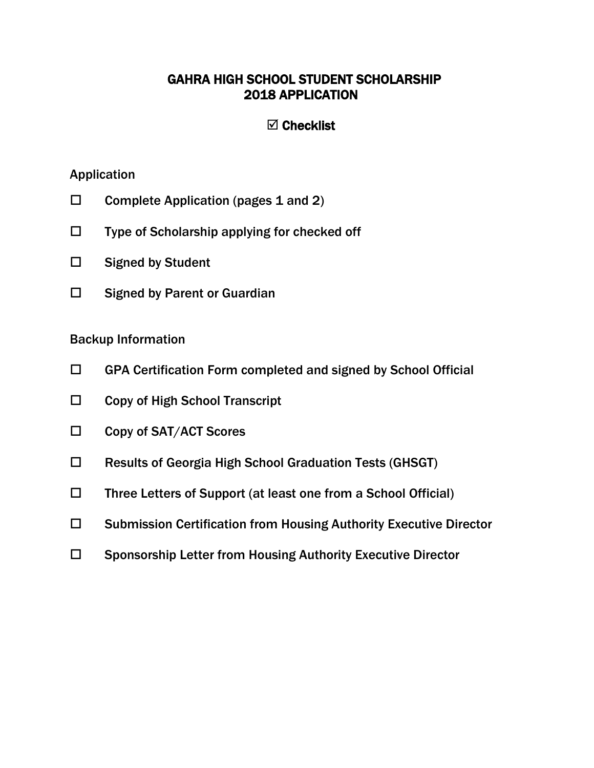# GAHRA HIGH SCHOOL STUDENT SCHOLARSHIP
# 2018 APPLICATION

## ☑ Checklist

Application

- ☐ Complete Application (pages 1 and 2)
- ☐ Type of Scholarship applying for checked off
- ☐ Signed by Student
- ☐ Signed by Parent or Guardian

Backup Information

- ☐ GPA Certification Form completed and signed by School Official
- ☐ Copy of High School Transcript
- ☐ Copy of SAT/ACT Scores
- ☐ Results of Georgia High School Graduation Tests (GHSGT)
- ☐ Three Letters of Support (at least one from a School Official)
- ☐ Submission Certification from Housing Authority Executive Director
- ☐ Sponsorship Letter from Housing Authority Executive Director